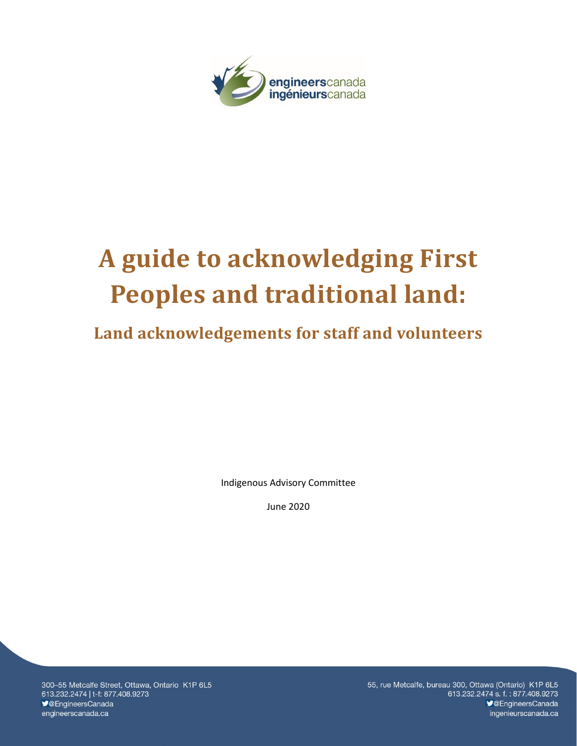engineerscanada
ingénieurscanada

# A guide to acknowledging First Peoples and traditional land:

## Land acknowledgements for staff and volunteers

Indigenous Advisory Committee

June 2020

300–55 Metcalfe Street, Ottawa, Ontario K1P 6L5
613.232.2474 | t-f: 877.408.9273
@EngineersCanada
engineerscanada.ca

55, rue Metcalfe, bureau 300, Ottawa (Ontario) K1P 6L5
613.232.2474 s. f. : 877.408.9273
@EngineersCanada
ingenieurscanada.ca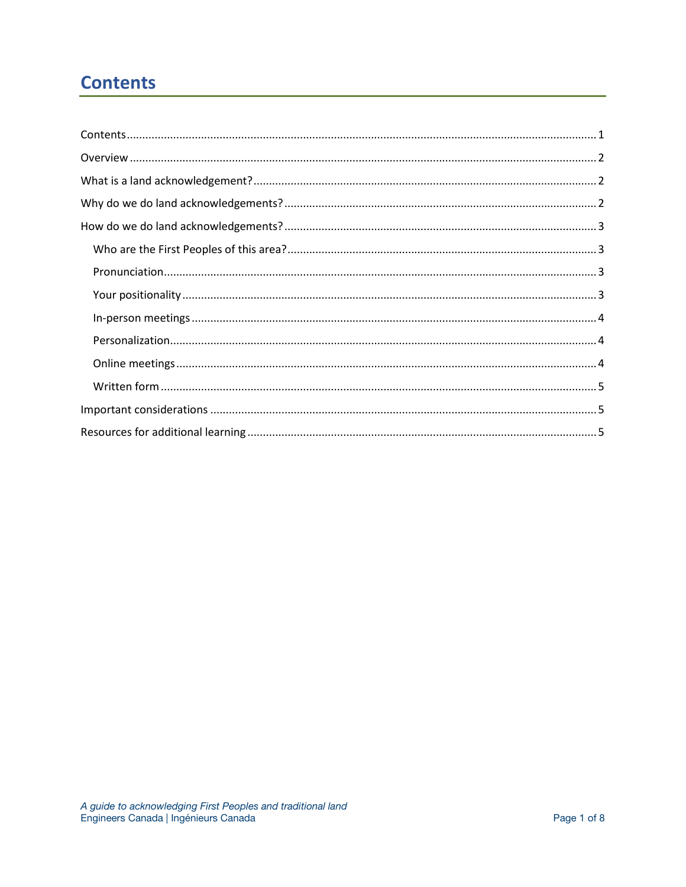# Contents

Contents ........................................................................................................................................... 1

Overview ........................................................................................................................................... 2

What is a land acknowledgement? ..................................................................................................... 2

Why do we do land acknowledgements? ........................................................................................... 2

How do we do land acknowledgements? ........................................................................................... 3

- Who are the First Peoples of this area? ......................................................................................... 3
- Pronunciation ................................................................................................................................ 3
- Your positionality ........................................................................................................................... 3
- In-person meetings ........................................................................................................................ 4
- Personalization .............................................................................................................................. 4
- Online meetings ............................................................................................................................. 4
- Written form .................................................................................................................................. 5

Important considerations ................................................................................................................... 5

Resources for additional learning ....................................................................................................... 5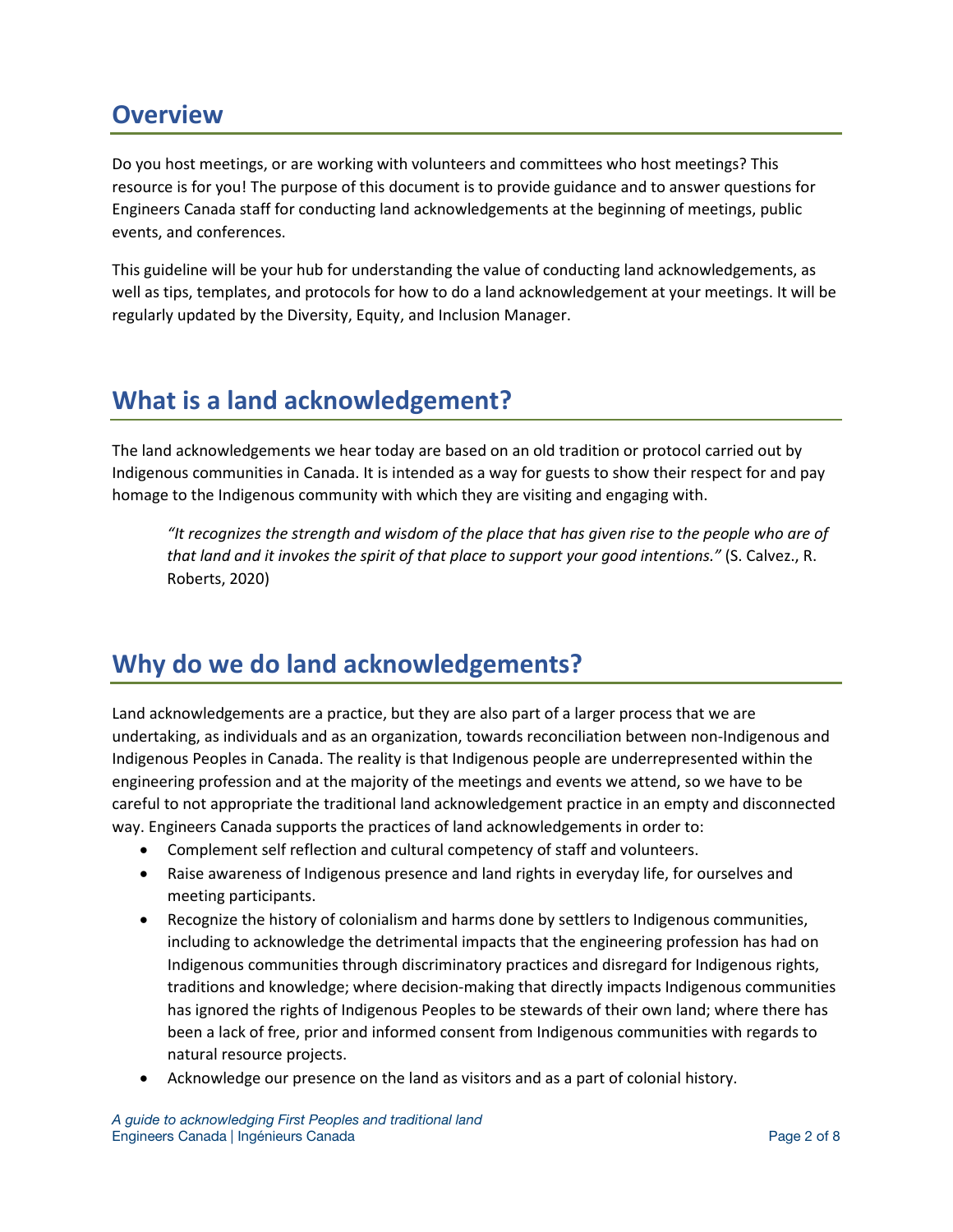## Overview

Do you host meetings, or are working with volunteers and committees who host meetings? This resource is for you! The purpose of this document is to provide guidance and to answer questions for Engineers Canada staff for conducting land acknowledgements at the beginning of meetings, public events, and conferences.

This guideline will be your hub for understanding the value of conducting land acknowledgements, as well as tips, templates, and protocols for how to do a land acknowledgement at your meetings. It will be regularly updated by the Diversity, Equity, and Inclusion Manager.

## What is a land acknowledgement?

The land acknowledgements we hear today are based on an old tradition or protocol carried out by Indigenous communities in Canada. It is intended as a way for guests to show their respect for and pay homage to the Indigenous community with which they are visiting and engaging with.

> *"It recognizes the strength and wisdom of the place that has given rise to the people who are of that land and it invokes the spirit of that place to support your good intentions."* (S. Calvez., R. Roberts, 2020)

## Why do we do land acknowledgements?

Land acknowledgements are a practice, but they are also part of a larger process that we are undertaking, as individuals and as an organization, towards reconciliation between non-Indigenous and Indigenous Peoples in Canada. The reality is that Indigenous people are underrepresented within the engineering profession and at the majority of the meetings and events we attend, so we have to be careful to not appropriate the traditional land acknowledgement practice in an empty and disconnected way. Engineers Canada supports the practices of land acknowledgements in order to:

- Complement self reflection and cultural competency of staff and volunteers.
- Raise awareness of Indigenous presence and land rights in everyday life, for ourselves and meeting participants.
- Recognize the history of colonialism and harms done by settlers to Indigenous communities, including to acknowledge the detrimental impacts that the engineering profession has had on Indigenous communities through discriminatory practices and disregard for Indigenous rights, traditions and knowledge; where decision-making that directly impacts Indigenous communities has ignored the rights of Indigenous Peoples to be stewards of their own land; where there has been a lack of free, prior and informed consent from Indigenous communities with regards to natural resource projects.
- Acknowledge our presence on the land as visitors and as a part of colonial history.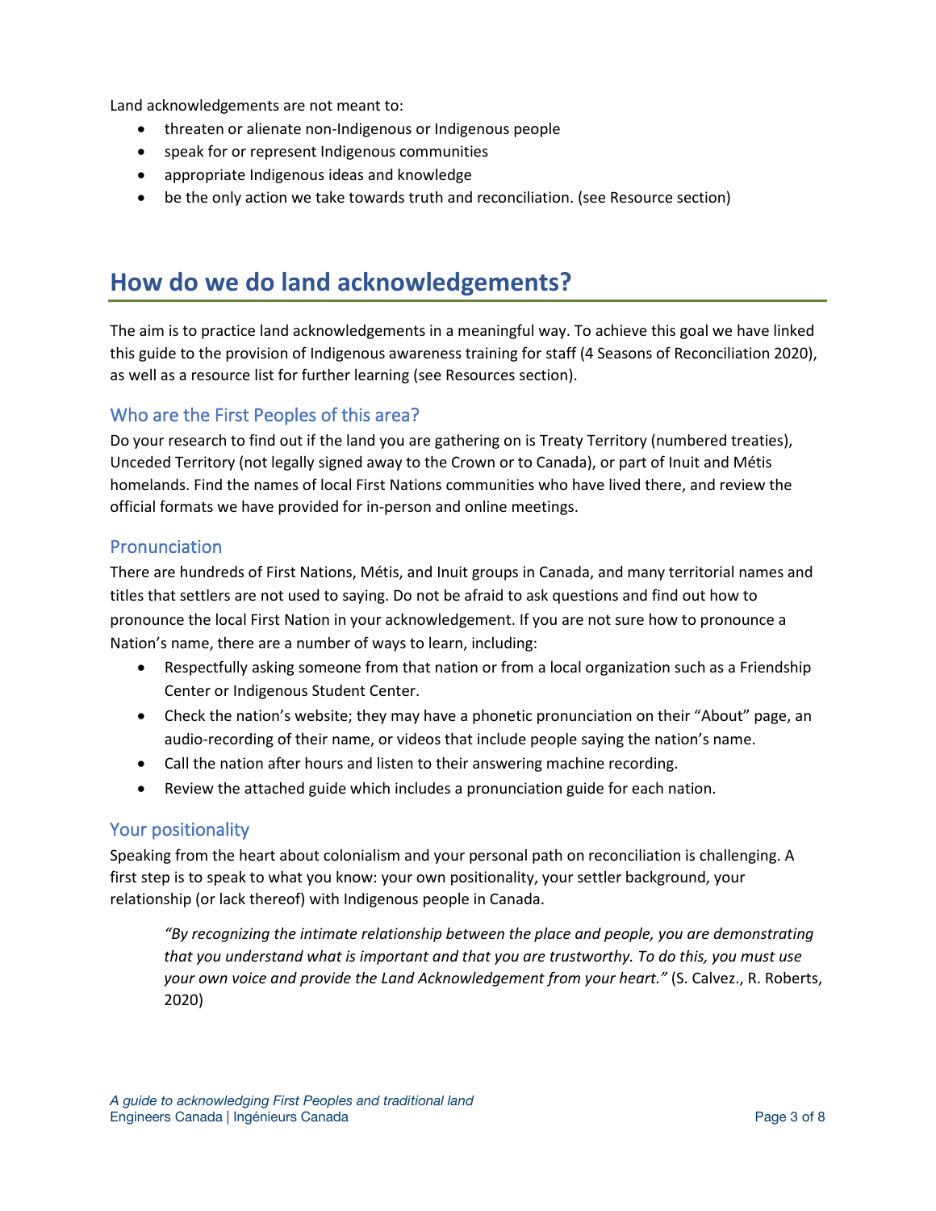Land acknowledgements are not meant to:

- threaten or alienate non-Indigenous or Indigenous people
- speak for or represent Indigenous communities
- appropriate Indigenous ideas and knowledge
- be the only action we take towards truth and reconciliation. (see Resource section)

# How do we do land acknowledgements?

The aim is to practice land acknowledgements in a meaningful way. To achieve this goal we have linked this guide to the provision of Indigenous awareness training for staff (4 Seasons of Reconciliation 2020), as well as a resource list for further learning (see Resources section).

## Who are the First Peoples of this area?

Do your research to find out if the land you are gathering on is Treaty Territory (numbered treaties), Unceded Territory (not legally signed away to the Crown or to Canada), or part of Inuit and Métis homelands. Find the names of local First Nations communities who have lived there, and review the official formats we have provided for in-person and online meetings.

## Pronunciation

There are hundreds of First Nations, Métis, and Inuit groups in Canada, and many territorial names and titles that settlers are not used to saying. Do not be afraid to ask questions and find out how to pronounce the local First Nation in your acknowledgement. If you are not sure how to pronounce a Nation's name, there are a number of ways to learn, including:

- Respectfully asking someone from that nation or from a local organization such as a Friendship Center or Indigenous Student Center.
- Check the nation's website; they may have a phonetic pronunciation on their "About" page, an audio-recording of their name, or videos that include people saying the nation's name.
- Call the nation after hours and listen to their answering machine recording.
- Review the attached guide which includes a pronunciation guide for each nation.

## Your positionality

Speaking from the heart about colonialism and your personal path on reconciliation is challenging. A first step is to speak to what you know: your own positionality, your settler background, your relationship (or lack thereof) with Indigenous people in Canada.

> *"By recognizing the intimate relationship between the place and people, you are demonstrating that you understand what is important and that you are trustworthy. To do this, you must use your own voice and provide the Land Acknowledgement from your heart."* (S. Calvez., R. Roberts, 2020)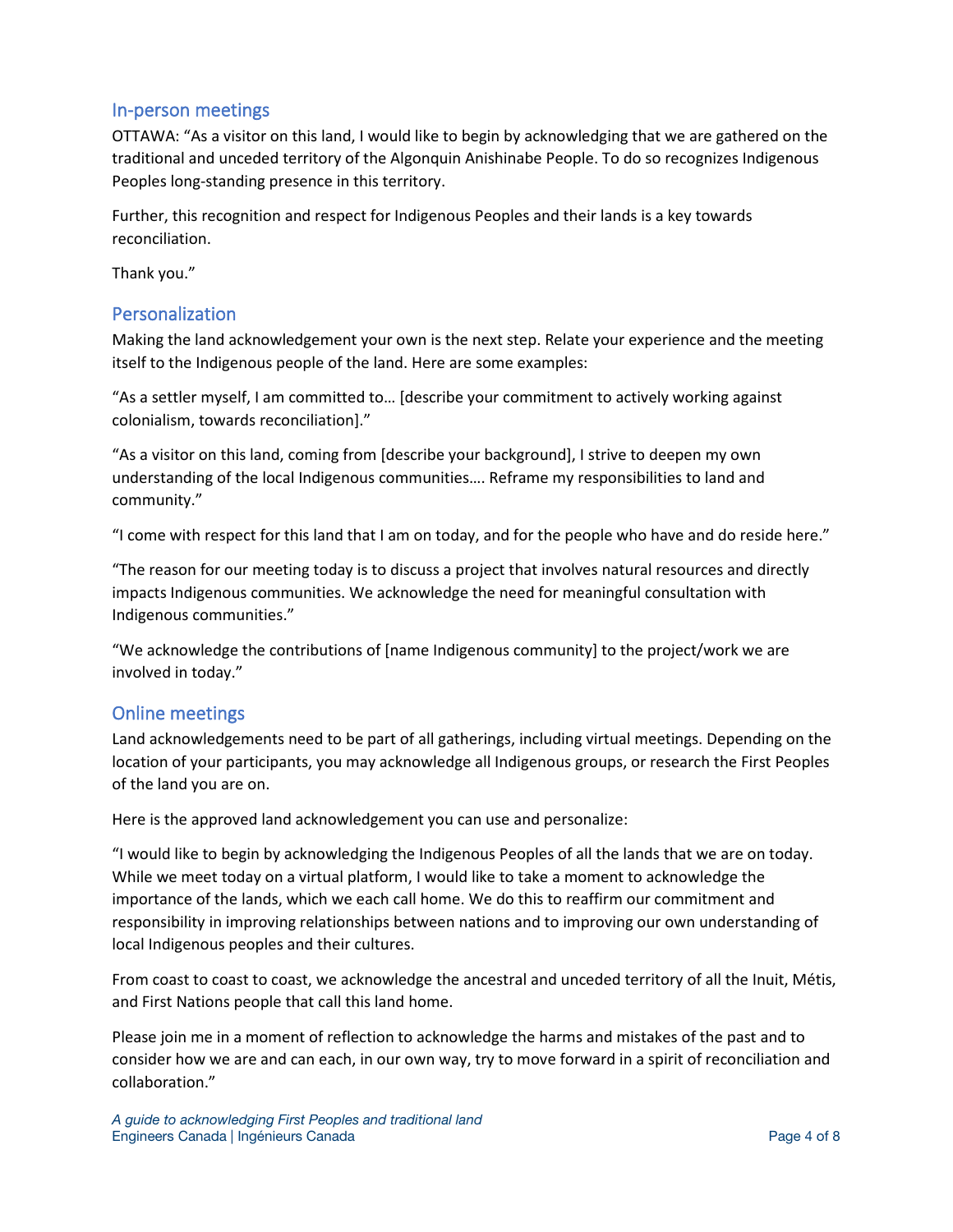## In-person meetings

OTTAWA: "As a visitor on this land, I would like to begin by acknowledging that we are gathered on the traditional and unceded territory of the Algonquin Anishinabe People. To do so recognizes Indigenous Peoples long-standing presence in this territory.

Further, this recognition and respect for Indigenous Peoples and their lands is a key towards reconciliation.

Thank you."

## Personalization

Making the land acknowledgement your own is the next step. Relate your experience and the meeting itself to the Indigenous people of the land. Here are some examples:

"As a settler myself, I am committed to… [describe your commitment to actively working against colonialism, towards reconciliation]."

"As a visitor on this land, coming from [describe your background], I strive to deepen my own understanding of the local Indigenous communities…. Reframe my responsibilities to land and community."

"I come with respect for this land that I am on today, and for the people who have and do reside here."

"The reason for our meeting today is to discuss a project that involves natural resources and directly impacts Indigenous communities. We acknowledge the need for meaningful consultation with Indigenous communities."

"We acknowledge the contributions of [name Indigenous community] to the project/work we are involved in today."

## Online meetings

Land acknowledgements need to be part of all gatherings, including virtual meetings. Depending on the location of your participants, you may acknowledge all Indigenous groups, or research the First Peoples of the land you are on.

Here is the approved land acknowledgement you can use and personalize:

"I would like to begin by acknowledging the Indigenous Peoples of all the lands that we are on today. While we meet today on a virtual platform, I would like to take a moment to acknowledge the importance of the lands, which we each call home. We do this to reaffirm our commitment and responsibility in improving relationships between nations and to improving our own understanding of local Indigenous peoples and their cultures.

From coast to coast to coast, we acknowledge the ancestral and unceded territory of all the Inuit, Métis, and First Nations people that call this land home.

Please join me in a moment of reflection to acknowledge the harms and mistakes of the past and to consider how we are and can each, in our own way, try to move forward in a spirit of reconciliation and collaboration."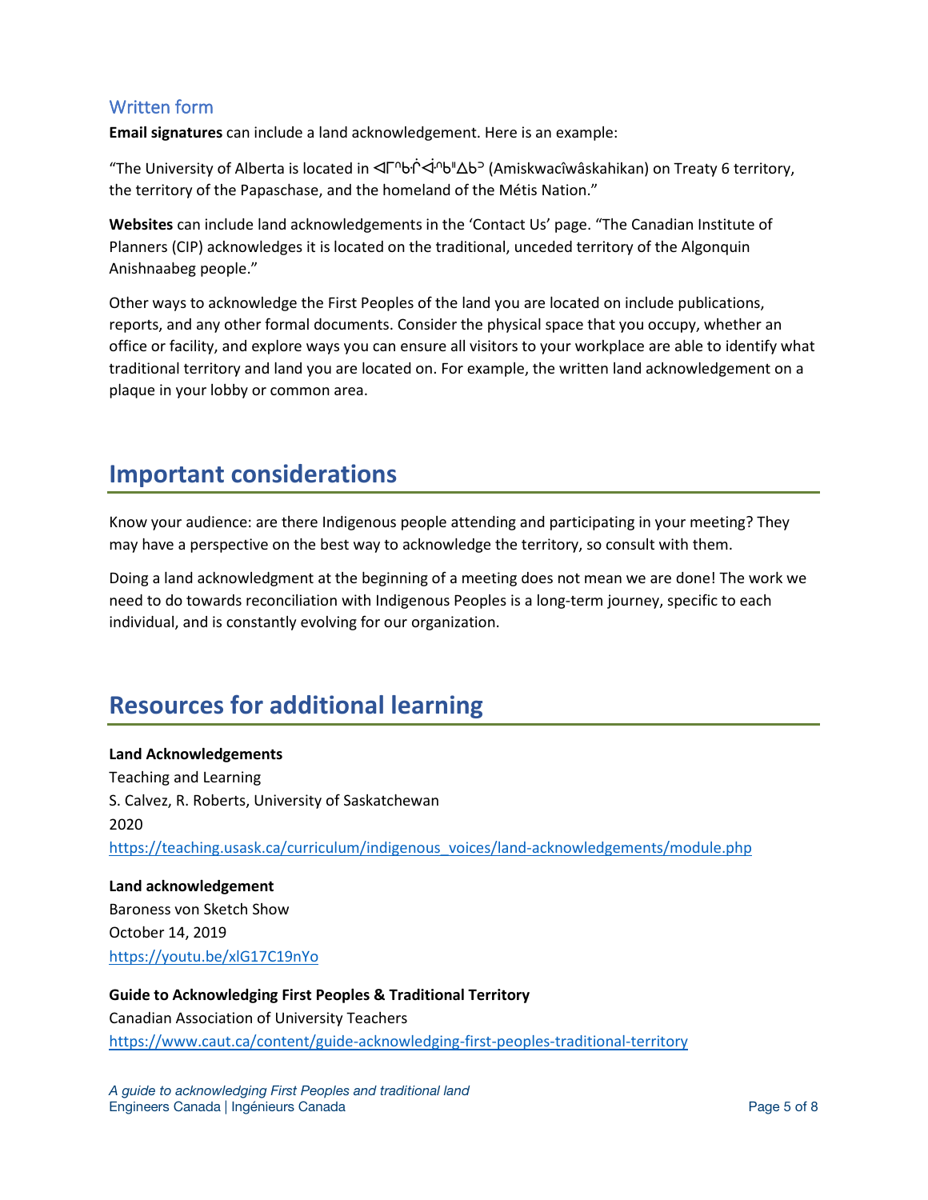### Written form

**Email signatures** can include a land acknowledgement. Here is an example:

"The University of Alberta is located in ᐊᒥᐢᑿᒌᐚᐢᑲᐦᐃᑲᐣ (Amiskwacîwâskahikan) on Treaty 6 territory, the territory of the Papaschase, and the homeland of the Métis Nation."

**Websites** can include land acknowledgements in the 'Contact Us' page. "The Canadian Institute of Planners (CIP) acknowledges it is located on the traditional, unceded territory of the Algonquin Anishnaabeg people."

Other ways to acknowledge the First Peoples of the land you are located on include publications, reports, and any other formal documents. Consider the physical space that you occupy, whether an office or facility, and explore ways you can ensure all visitors to your workplace are able to identify what traditional territory and land you are located on. For example, the written land acknowledgement on a plaque in your lobby or common area.

## Important considerations

Know your audience: are there Indigenous people attending and participating in your meeting? They may have a perspective on the best way to acknowledge the territory, so consult with them.

Doing a land acknowledgment at the beginning of a meeting does not mean we are done! The work we need to do towards reconciliation with Indigenous Peoples is a long-term journey, specific to each individual, and is constantly evolving for our organization.

## Resources for additional learning

**Land Acknowledgements**
Teaching and Learning
S. Calvez, R. Roberts, University of Saskatchewan
2020
https://teaching.usask.ca/curriculum/indigenous_voices/land-acknowledgements/module.php

**Land acknowledgement**
Baroness von Sketch Show
October 14, 2019
https://youtu.be/xlG17C19nYo

**Guide to Acknowledging First Peoples & Traditional Territory**
Canadian Association of University Teachers
https://www.caut.ca/content/guide-acknowledging-first-peoples-traditional-territory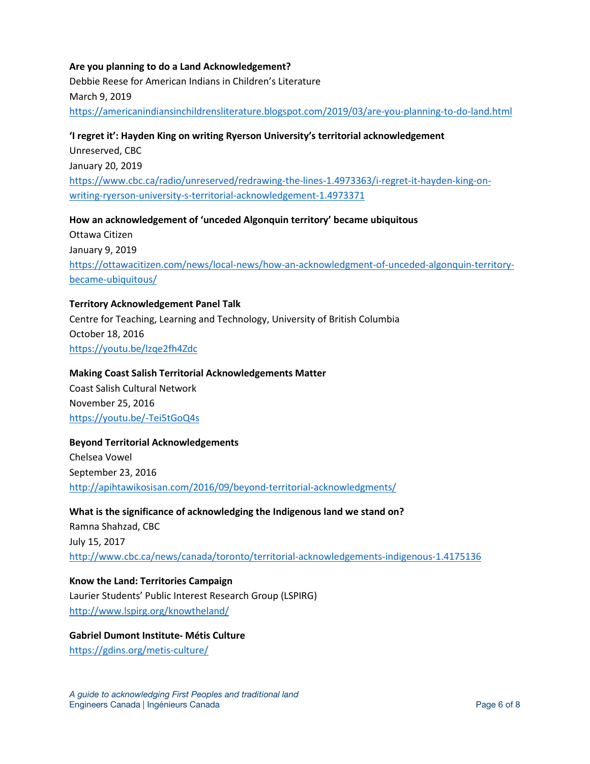**Are you planning to do a Land Acknowledgement?**
Debbie Reese for American Indians in Children's Literature
March 9, 2019
https://americanindiansinchildrensliterature.blogspot.com/2019/03/are-you-planning-to-do-land.html

**'I regret it': Hayden King on writing Ryerson University's territorial acknowledgement**
Unreserved, CBC
January 20, 2019
https://www.cbc.ca/radio/unreserved/redrawing-the-lines-1.4973363/i-regret-it-hayden-king-on-writing-ryerson-university-s-territorial-acknowledgement-1.4973371

**How an acknowledgement of 'unceded Algonquin territory' became ubiquitous**
Ottawa Citizen
January 9, 2019
https://ottawacitizen.com/news/local-news/how-an-acknowledgment-of-unceded-algonquin-territory-became-ubiquitous/

**Territory Acknowledgement Panel Talk**
Centre for Teaching, Learning and Technology, University of British Columbia
October 18, 2016
https://youtu.be/lzqe2fh4Zdc

**Making Coast Salish Territorial Acknowledgements Matter**
Coast Salish Cultural Network
November 25, 2016
https://youtu.be/-Tei5tGoQ4s

**Beyond Territorial Acknowledgements**
Chelsea Vowel
September 23, 2016
http://apihtawikosisan.com/2016/09/beyond-territorial-acknowledgments/

**What is the significance of acknowledging the Indigenous land we stand on?**
Ramna Shahzad, CBC
July 15, 2017
http://www.cbc.ca/news/canada/toronto/territorial-acknowledgements-indigenous-1.4175136

**Know the Land: Territories Campaign**
Laurier Students' Public Interest Research Group (LSPIRG)
http://www.lspirg.org/knowtheland/

**Gabriel Dumont Institute- Métis Culture**
https://gdins.org/metis-culture/